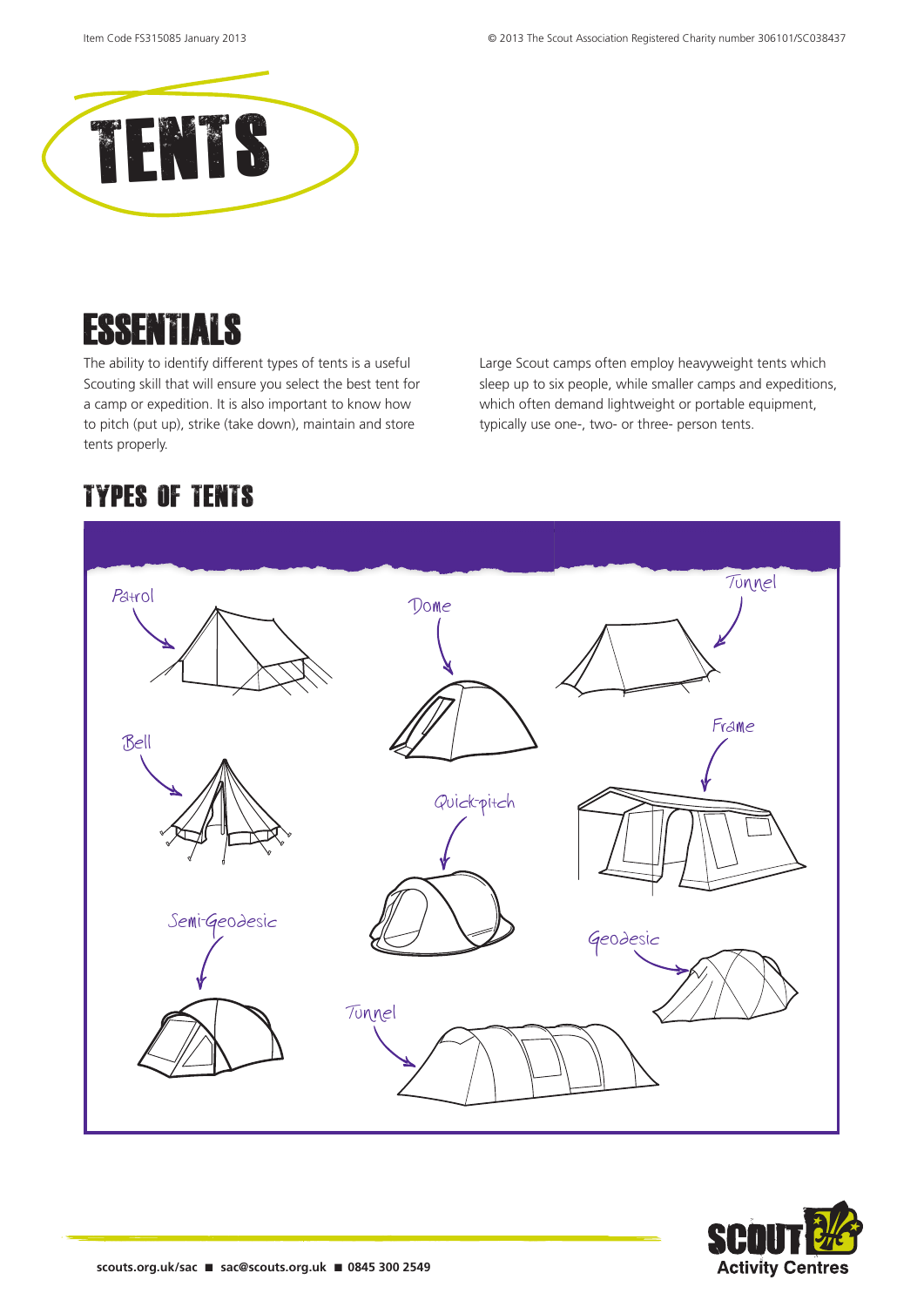# TENTS

## ESSENTIALS

The ability to identify different types of tents is a useful Scouting skill that will ensure you select the best tent for a camp or expedition. It is also important to know how to pitch (put up), strike (take down), maintain and store tents properly.

Large Scout camps often employ heavyweight tents which sleep up to six people, while smaller camps and expeditions, which often demand lightweight or portable equipment, typically use one-, two- or three- person tents.

## TYPES OF TENTS

Patrol

Dome

Tunnel

Bell

Frame

Quick-pitch

Semi-Geodesic

Geodesic

Tunnel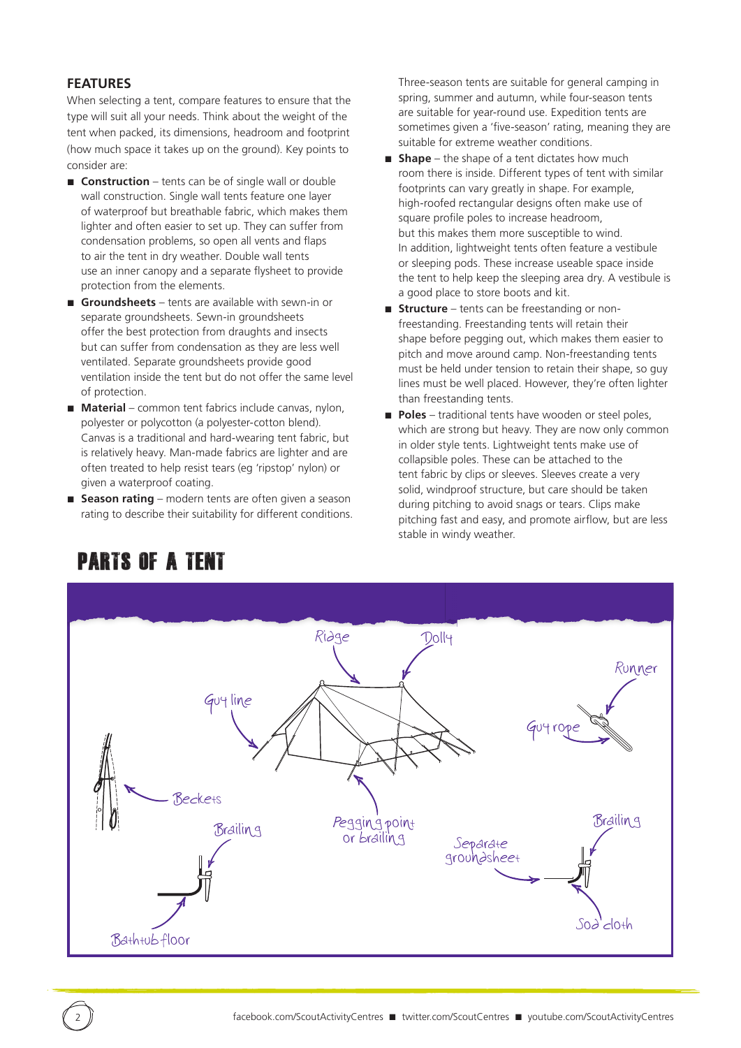## FEATURES

When selecting a tent, compare features to ensure that the type will suit all your needs. Think about the weight of the tent when packed, its dimensions, headroom and footprint (how much space it takes up on the ground). Key points to consider are:

- **Construction** – tents can be of single wall or double wall construction. Single wall tents feature one layer of waterproof but breathable fabric, which makes them lighter and often easier to set up. They can suffer from condensation problems, so open all vents and flaps to air the tent in dry weather. Double wall tents use an inner canopy and a separate flysheet to provide protection from the elements.
- **Groundsheets** – tents are available with sewn-in or separate groundsheets. Sewn-in groundsheets offer the best protection from draughts and insects but can suffer from condensation as they are less well ventilated. Separate groundsheets provide good ventilation inside the tent but do not offer the same level of protection.
- **Material** – common tent fabrics include canvas, nylon, polyester or polycotton (a polyester-cotton blend). Canvas is a traditional and hard-wearing tent fabric, but is relatively heavy. Man-made fabrics are lighter and are often treated to help resist tears (eg 'ripstop' nylon) or given a waterproof coating.
- **Season rating** – modern tents are often given a season rating to describe their suitability for different conditions. Three-season tents are suitable for general camping in spring, summer and autumn, while four-season tents are suitable for year-round use. Expedition tents are sometimes given a 'five-season' rating, meaning they are suitable for extreme weather conditions.
- **Shape** – the shape of a tent dictates how much room there is inside. Different types of tent with similar footprints can vary greatly in shape. For example, high-roofed rectangular designs often make use of square profile poles to increase headroom, but this makes them more susceptible to wind. In addition, lightweight tents often feature a vestibule or sleeping pods. These increase useable space inside the tent to help keep the sleeping area dry. A vestibule is a good place to store boots and kit.
- **Structure** – tents can be freestanding or non-freestanding. Freestanding tents will retain their shape before pegging out, which makes them easier to pitch and move around camp. Non-freestanding tents must be held under tension to retain their shape, so guy lines must be well placed. However, they're often lighter than freestanding tents.
- **Poles** – traditional tents have wooden or steel poles, which are strong but heavy. They are now only common in older style tents. Lightweight tents make use of collapsible poles. These can be attached to the tent fabric by clips or sleeves. Sleeves create a very solid, windproof structure, but care should be taken during pitching to avoid snags or tears. Clips make pitching fast and easy, and promote airflow, but are less stable in windy weather.

## PARTS OF A TENT

Ridge
Dolly
Runner
Guy line
Guy rope
Beckets
Brailing
Pegging point or brailing
Separate groundsheet
Brailing
Bathtub floor
Sod cloth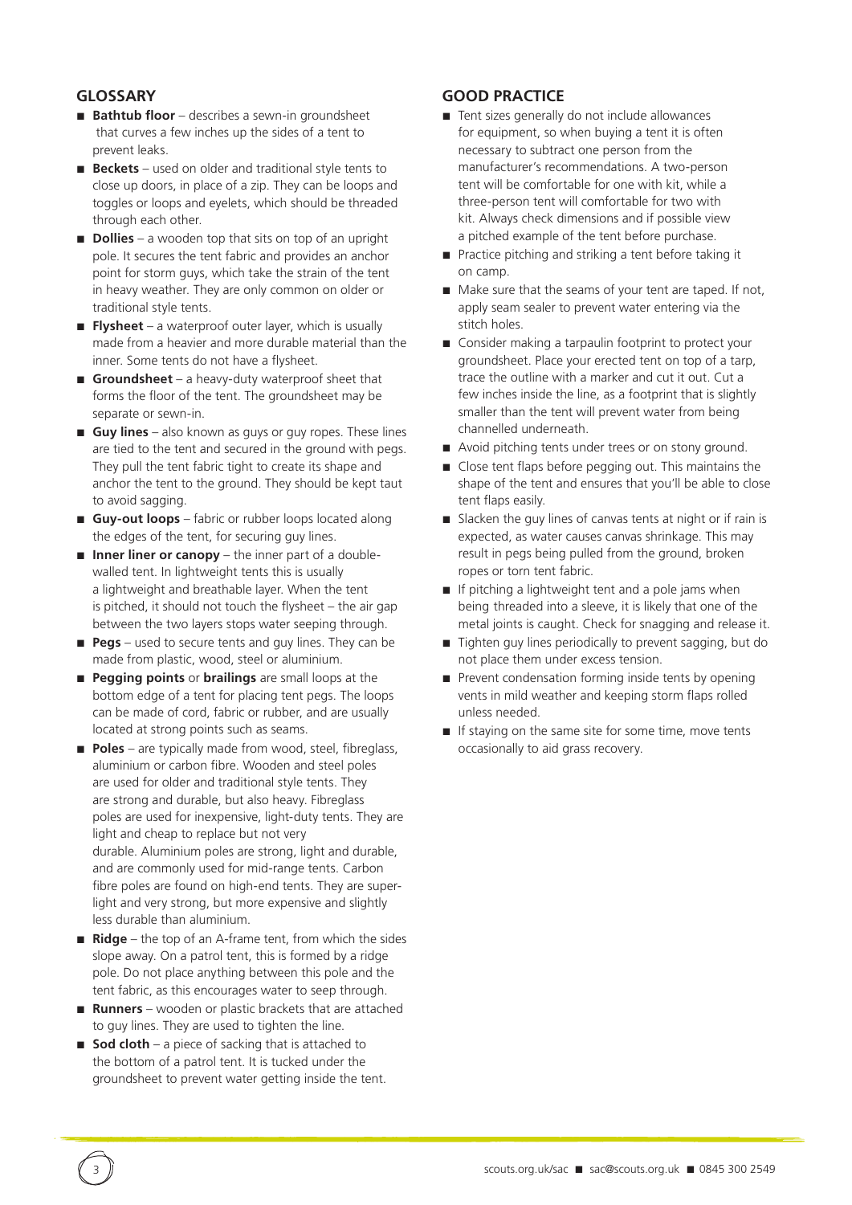## GLOSSARY

- **Bathtub floor** – describes a sewn-in groundsheet that curves a few inches up the sides of a tent to prevent leaks.
- **Beckets** – used on older and traditional style tents to close up doors, in place of a zip. They can be loops and toggles or loops and eyelets, which should be threaded through each other.
- **Dollies** – a wooden top that sits on top of an upright pole. It secures the tent fabric and provides an anchor point for storm guys, which take the strain of the tent in heavy weather. They are only common on older or traditional style tents.
- **Flysheet** – a waterproof outer layer, which is usually made from a heavier and more durable material than the inner. Some tents do not have a flysheet.
- **Groundsheet** – a heavy-duty waterproof sheet that forms the floor of the tent. The groundsheet may be separate or sewn-in.
- **Guy lines** – also known as guys or guy ropes. These lines are tied to the tent and secured in the ground with pegs. They pull the tent fabric tight to create its shape and anchor the tent to the ground. They should be kept taut to avoid sagging.
- **Guy-out loops** – fabric or rubber loops located along the edges of the tent, for securing guy lines.
- **Inner liner or canopy** – the inner part of a double-walled tent. In lightweight tents this is usually a lightweight and breathable layer. When the tent is pitched, it should not touch the flysheet – the air gap between the two layers stops water seeping through.
- **Pegs** – used to secure tents and guy lines. They can be made from plastic, wood, steel or aluminium.
- **Pegging points** or **brailings** are small loops at the bottom edge of a tent for placing tent pegs. The loops can be made of cord, fabric or rubber, and are usually located at strong points such as seams.
- **Poles** – are typically made from wood, steel, fibreglass, aluminium or carbon fibre. Wooden and steel poles are used for older and traditional style tents. They are strong and durable, but also heavy. Fibreglass poles are used for inexpensive, light-duty tents. They are light and cheap to replace but not very durable. Aluminium poles are strong, light and durable, and are commonly used for mid-range tents. Carbon fibre poles are found on high-end tents. They are super-light and very strong, but more expensive and slightly less durable than aluminium.
- **Ridge** – the top of an A-frame tent, from which the sides slope away. On a patrol tent, this is formed by a ridge pole. Do not place anything between this pole and the tent fabric, as this encourages water to seep through.
- **Runners** – wooden or plastic brackets that are attached to guy lines. They are used to tighten the line.
- **Sod cloth** – a piece of sacking that is attached to the bottom of a patrol tent. It is tucked under the groundsheet to prevent water getting inside the tent.

## GOOD PRACTICE

- Tent sizes generally do not include allowances for equipment, so when buying a tent it is often necessary to subtract one person from the manufacturer's recommendations. A two-person tent will be comfortable for one with kit, while a three-person tent will comfortable for two with kit. Always check dimensions and if possible view a pitched example of the tent before purchase.
- Practice pitching and striking a tent before taking it on camp.
- Make sure that the seams of your tent are taped. If not, apply seam sealer to prevent water entering via the stitch holes.
- Consider making a tarpaulin footprint to protect your groundsheet. Place your erected tent on top of a tarp, trace the outline with a marker and cut it out. Cut a few inches inside the line, as a footprint that is slightly smaller than the tent will prevent water from being channelled underneath.
- Avoid pitching tents under trees or on stony ground.
- Close tent flaps before pegging out. This maintains the shape of the tent and ensures that you'll be able to close tent flaps easily.
- Slacken the guy lines of canvas tents at night or if rain is expected, as water causes canvas shrinkage. This may result in pegs being pulled from the ground, broken ropes or torn tent fabric.
- If pitching a lightweight tent and a pole jams when being threaded into a sleeve, it is likely that one of the metal joints is caught. Check for snagging and release it.
- Tighten guy lines periodically to prevent sagging, but do not place them under excess tension.
- Prevent condensation forming inside tents by opening vents in mild weather and keeping storm flaps rolled unless needed.
- If staying on the same site for some time, move tents occasionally to aid grass recovery.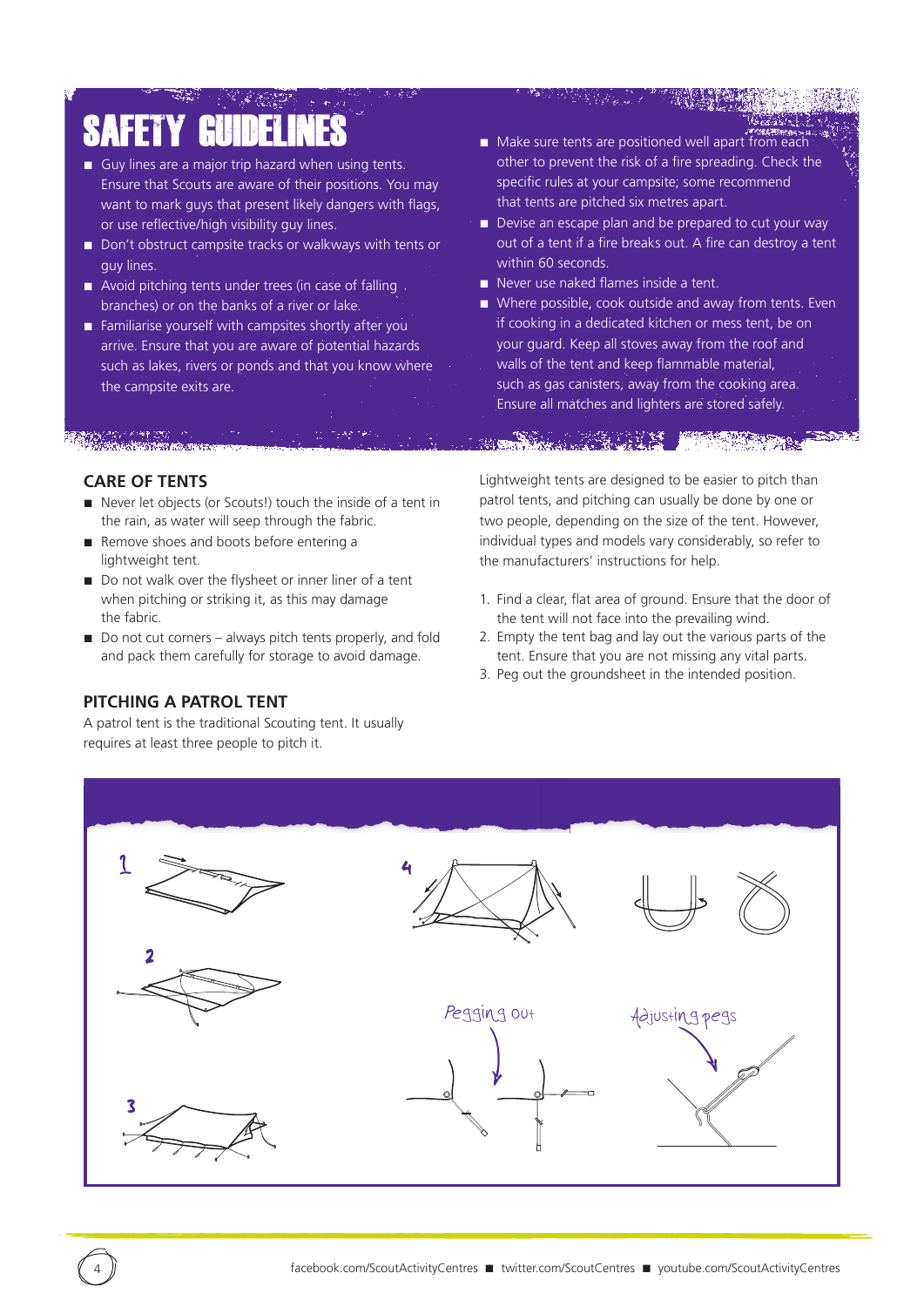## SAFETY GUIDELINES

- Guy lines are a major trip hazard when using tents. Ensure that Scouts are aware of their positions. You may want to mark guys that present likely dangers with flags, or use reflective/high visibility guy lines.
- Don't obstruct campsite tracks or walkways with tents or guy lines.
- Avoid pitching tents under trees (in case of falling branches) or on the banks of a river or lake.
- Familiarise yourself with campsites shortly after you arrive. Ensure that you are aware of potential hazards such as lakes, rivers or ponds and that you know where the campsite exits are.
- Make sure tents are positioned well apart from each other to prevent the risk of a fire spreading. Check the specific rules at your campsite; some recommend that tents are pitched six metres apart.
- Devise an escape plan and be prepared to cut your way out of a tent if a fire breaks out. A fire can destroy a tent within 60 seconds.
- Never use naked flames inside a tent.
- Where possible, cook outside and away from tents. Even if cooking in a dedicated kitchen or mess tent, be on your guard. Keep all stoves away from the roof and walls of the tent and keep flammable material, such as gas canisters, away from the cooking area. Ensure all matches and lighters are stored safely.

### CARE OF TENTS

- Never let objects (or Scouts!) touch the inside of a tent in the rain, as water will seep through the fabric.
- Remove shoes and boots before entering a lightweight tent.
- Do not walk over the flysheet or inner liner of a tent when pitching or striking it, as this may damage the fabric.
- Do not cut corners – always pitch tents properly, and fold and pack them carefully for storage to avoid damage.

### PITCHING A PATROL TENT

A patrol tent is the traditional Scouting tent. It usually requires at least three people to pitch it.

Lightweight tents are designed to be easier to pitch than patrol tents, and pitching can usually be done by one or two people, depending on the size of the tent. However, individual types and models vary considerably, so refer to the manufacturers' instructions for help.

1. Find a clear, flat area of ground. Ensure that the door of the tent will not face into the prevailing wind.
2. Empty the tent bag and lay out the various parts of the tent. Ensure that you are not missing any vital parts.
3. Peg out the groundsheet in the intended position.

1

2

3

4

Pegging out

Adjusting pegs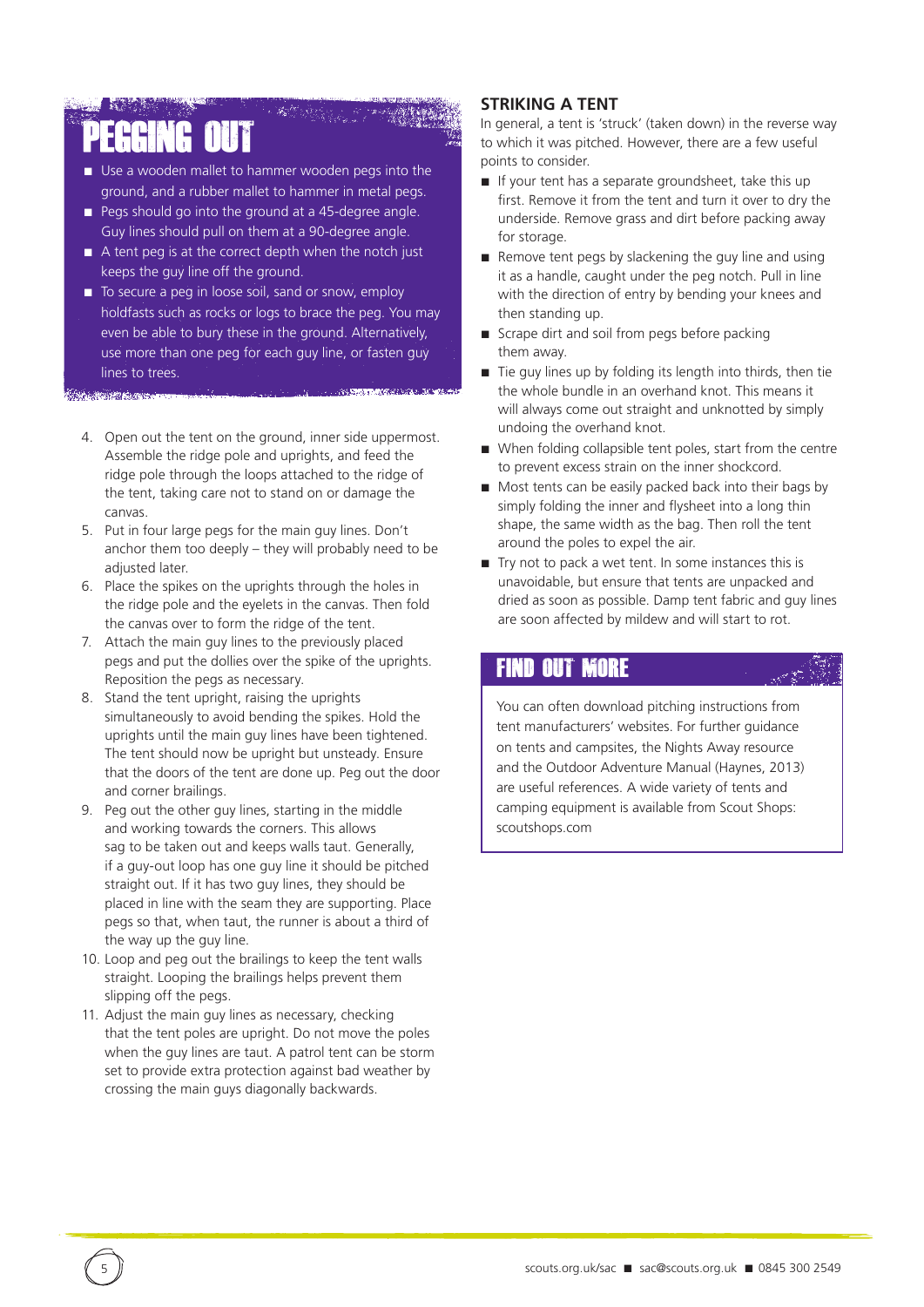## PEGGING OUT

- Use a wooden mallet to hammer wooden pegs into the ground, and a rubber mallet to hammer in metal pegs.
- Pegs should go into the ground at a 45-degree angle. Guy lines should pull on them at a 90-degree angle.
- A tent peg is at the correct depth when the notch just keeps the guy line off the ground.
- To secure a peg in loose soil, sand or snow, employ holdfasts such as rocks or logs to brace the peg. You may even be able to bury these in the ground. Alternatively, use more than one peg for each guy line, or fasten guy lines to trees.

4. Open out the tent on the ground, inner side uppermost. Assemble the ridge pole and uprights, and feed the ridge pole through the loops attached to the ridge of the tent, taking care not to stand on or damage the canvas.
5. Put in four large pegs for the main guy lines. Don't anchor them too deeply – they will probably need to be adjusted later.
6. Place the spikes on the uprights through the holes in the ridge pole and the eyelets in the canvas. Then fold the canvas over to form the ridge of the tent.
7. Attach the main guy lines to the previously placed pegs and put the dollies over the spike of the uprights. Reposition the pegs as necessary.
8. Stand the tent upright, raising the uprights simultaneously to avoid bending the spikes. Hold the uprights until the main guy lines have been tightened. The tent should now be upright but unsteady. Ensure that the doors of the tent are done up. Peg out the door and corner brailings.
9. Peg out the other guy lines, starting in the middle and working towards the corners. This allows sag to be taken out and keeps walls taut. Generally, if a guy-out loop has one guy line it should be pitched straight out. If it has two guy lines, they should be placed in line with the seam they are supporting. Place pegs so that, when taut, the runner is about a third of the way up the guy line.
10. Loop and peg out the brailings to keep the tent walls straight. Looping the brailings helps prevent them slipping off the pegs.
11. Adjust the main guy lines as necessary, checking that the tent poles are upright. Do not move the poles when the guy lines are taut. A patrol tent can be storm set to provide extra protection against bad weather by crossing the main guys diagonally backwards.

### STRIKING A TENT

In general, a tent is 'struck' (taken down) in the reverse way to which it was pitched. However, there are a few useful points to consider.

- If your tent has a separate groundsheet, take this up first. Remove it from the tent and turn it over to dry the underside. Remove grass and dirt before packing away for storage.
- Remove tent pegs by slackening the guy line and using it as a handle, caught under the peg notch. Pull in line with the direction of entry by bending your knees and then standing up.
- Scrape dirt and soil from pegs before packing them away.
- Tie guy lines up by folding its length into thirds, then tie the whole bundle in an overhand knot. This means it will always come out straight and unknotted by simply undoing the overhand knot.
- When folding collapsible tent poles, start from the centre to prevent excess strain on the inner shockcord.
- Most tents can be easily packed back into their bags by simply folding the inner and flysheet into a long thin shape, the same width as the bag. Then roll the tent around the poles to expel the air.
- Try not to pack a wet tent. In some instances this is unavoidable, but ensure that tents are unpacked and dried as soon as possible. Damp tent fabric and guy lines are soon affected by mildew and will start to rot.

## FIND OUT MORE

You can often download pitching instructions from tent manufacturers' websites. For further guidance on tents and campsites, the Nights Away resource and the Outdoor Adventure Manual (Haynes, 2013) are useful references. A wide variety of tents and camping equipment is available from Scout Shops: scoutshops.com